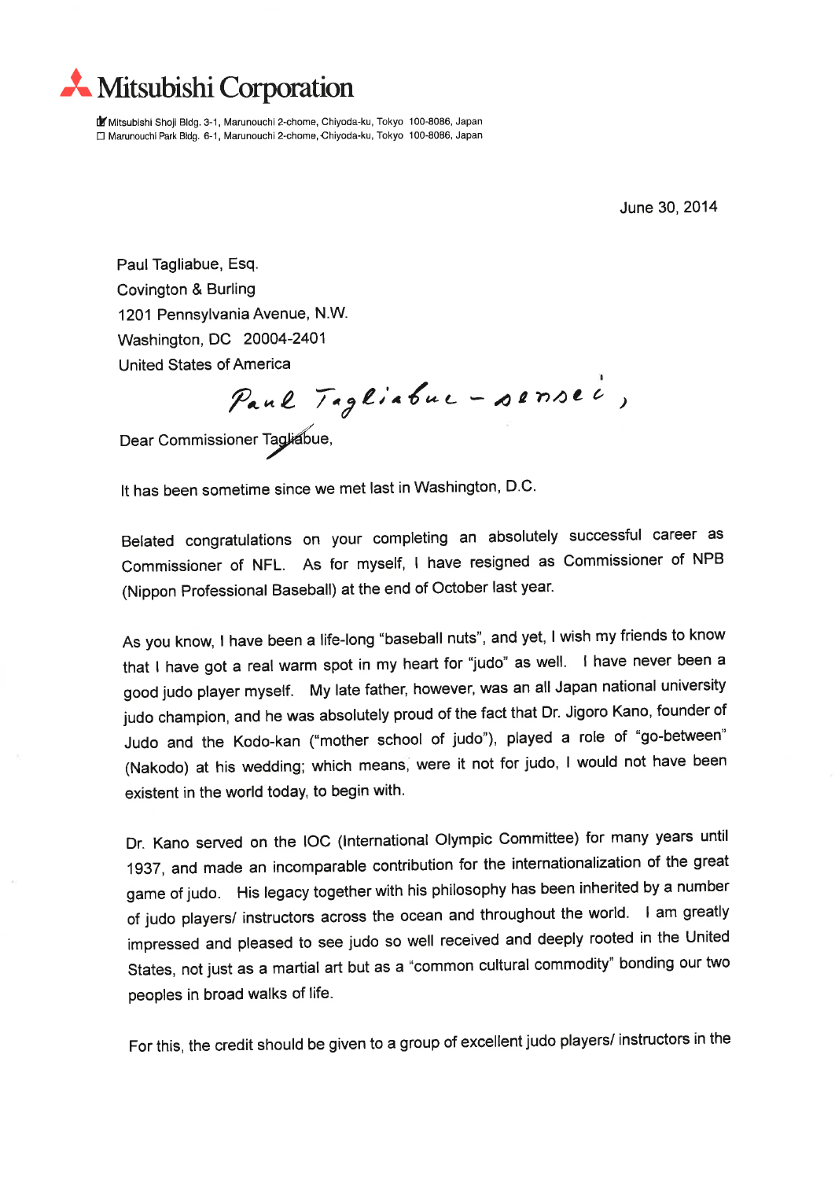# Mitsubishi Corporation

Mitsubishi Shoji Bldg. 3-1, Marunouchi 2-chome, Chiyoda-ku, Tokyo 100-8086, Japan
☐ Marunouchi Park Bldg. 6-1, Marunouchi 2-chome, Chiyoda-ku, Tokyo 100-8086, Japan

June 30, 2014

Paul Tagliabue, Esq.
Covington & Burling
1201 Pennsylvania Avenue, N.W.
Washington, DC 20004-2401
United States of America

*Paul Tagliabue - sensei,*

Dear ~~Commissioner Tagliabue~~,

It has been sometime since we met last in Washington, D.C.

Belated congratulations on your completing an absolutely successful career as Commissioner of NFL. As for myself, I have resigned as Commissioner of NPB (Nippon Professional Baseball) at the end of October last year.

As you know, I have been a life-long "baseball nuts", and yet, I wish my friends to know that I have got a real warm spot in my heart for "judo" as well. I have never been a good judo player myself. My late father, however, was an all Japan national university judo champion, and he was absolutely proud of the fact that Dr. Jigoro Kano, founder of Judo and the Kodo-kan ("mother school of judo"), played a role of "go-between" (Nakodo) at his wedding; which means, were it not for judo, I would not have been existent in the world today, to begin with.

Dr. Kano served on the IOC (International Olympic Committee) for many years until 1937, and made an incomparable contribution for the internationalization of the great game of judo. His legacy together with his philosophy has been inherited by a number of judo players/ instructors across the ocean and throughout the world. I am greatly impressed and pleased to see judo so well received and deeply rooted in the United States, not just as a martial art but as a "common cultural commodity" bonding our two peoples in broad walks of life.

For this, the credit should be given to a group of excellent judo players/ instructors in the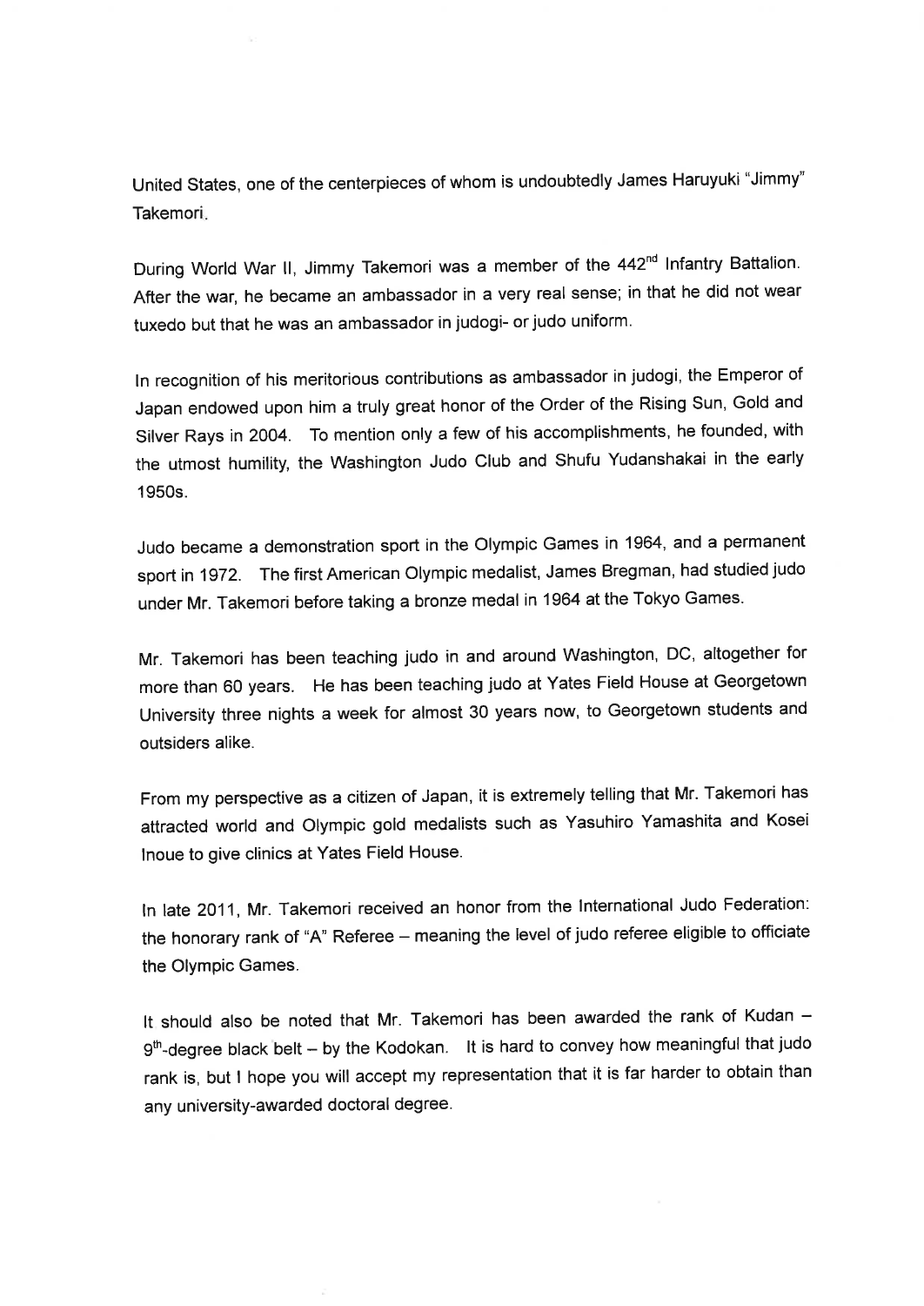United States, one of the centerpieces of whom is undoubtedly James Haruyuki "Jimmy" Takemori.

During World War II, Jimmy Takemori was a member of the 442nd Infantry Battalion. After the war, he became an ambassador in a very real sense; in that he did not wear tuxedo but that he was an ambassador in judogi- or judo uniform.

In recognition of his meritorious contributions as ambassador in judogi, the Emperor of Japan endowed upon him a truly great honor of the Order of the Rising Sun, Gold and Silver Rays in 2004. To mention only a few of his accomplishments, he founded, with the utmost humility, the Washington Judo Club and Shufu Yudanshakai in the early 1950s.

Judo became a demonstration sport in the Olympic Games in 1964, and a permanent sport in 1972. The first American Olympic medalist, James Bregman, had studied judo under Mr. Takemori before taking a bronze medal in 1964 at the Tokyo Games.

Mr. Takemori has been teaching judo in and around Washington, DC, altogether for more than 60 years. He has been teaching judo at Yates Field House at Georgetown University three nights a week for almost 30 years now, to Georgetown students and outsiders alike.

From my perspective as a citizen of Japan, it is extremely telling that Mr. Takemori has attracted world and Olympic gold medalists such as Yasuhiro Yamashita and Kosei Inoue to give clinics at Yates Field House.

In late 2011, Mr. Takemori received an honor from the International Judo Federation: the honorary rank of "A" Referee – meaning the level of judo referee eligible to officiate the Olympic Games.

It should also be noted that Mr. Takemori has been awarded the rank of Kudan – 9th-degree black belt – by the Kodokan. It is hard to convey how meaningful that judo rank is, but I hope you will accept my representation that it is far harder to obtain than any university-awarded doctoral degree.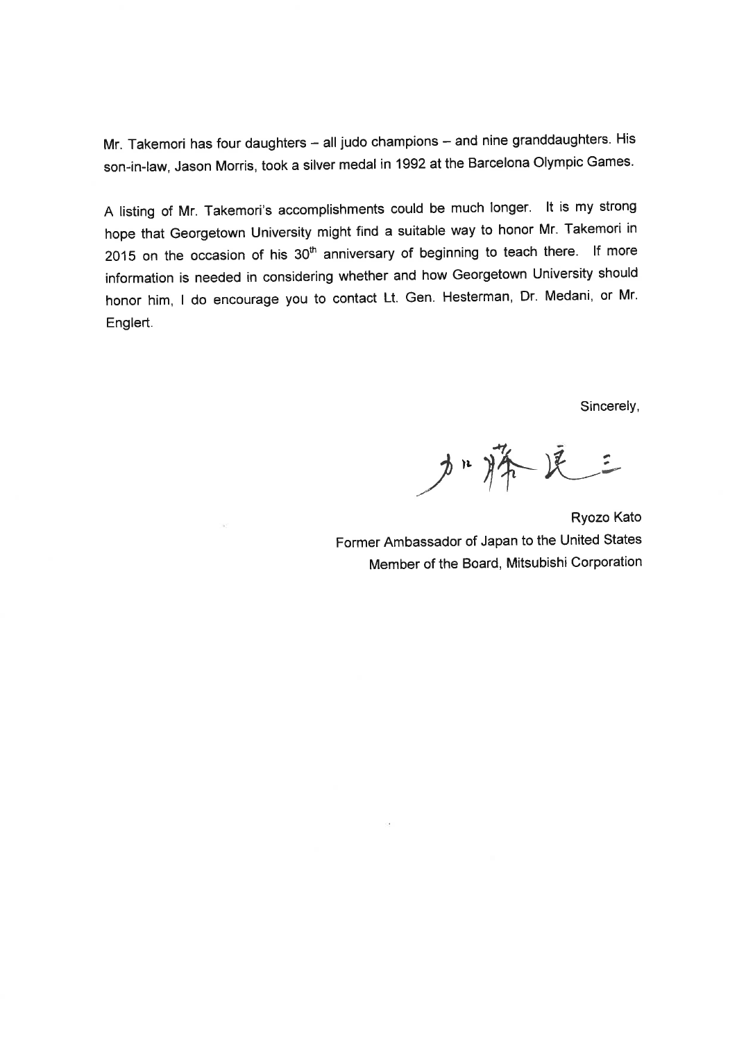Mr. Takemori has four daughters – all judo champions – and nine granddaughters. His son-in-law, Jason Morris, took a silver medal in 1992 at the Barcelona Olympic Games.

A listing of Mr. Takemori's accomplishments could be much longer. It is my strong hope that Georgetown University might find a suitable way to honor Mr. Takemori in 2015 on the occasion of his 30th anniversary of beginning to teach there. If more information is needed in considering whether and how Georgetown University should honor him, I do encourage you to contact Lt. Gen. Hesterman, Dr. Medani, or Mr. Englert.

Sincerely,

加藤良三

Ryozo Kato
Former Ambassador of Japan to the United States
Member of the Board, Mitsubishi Corporation